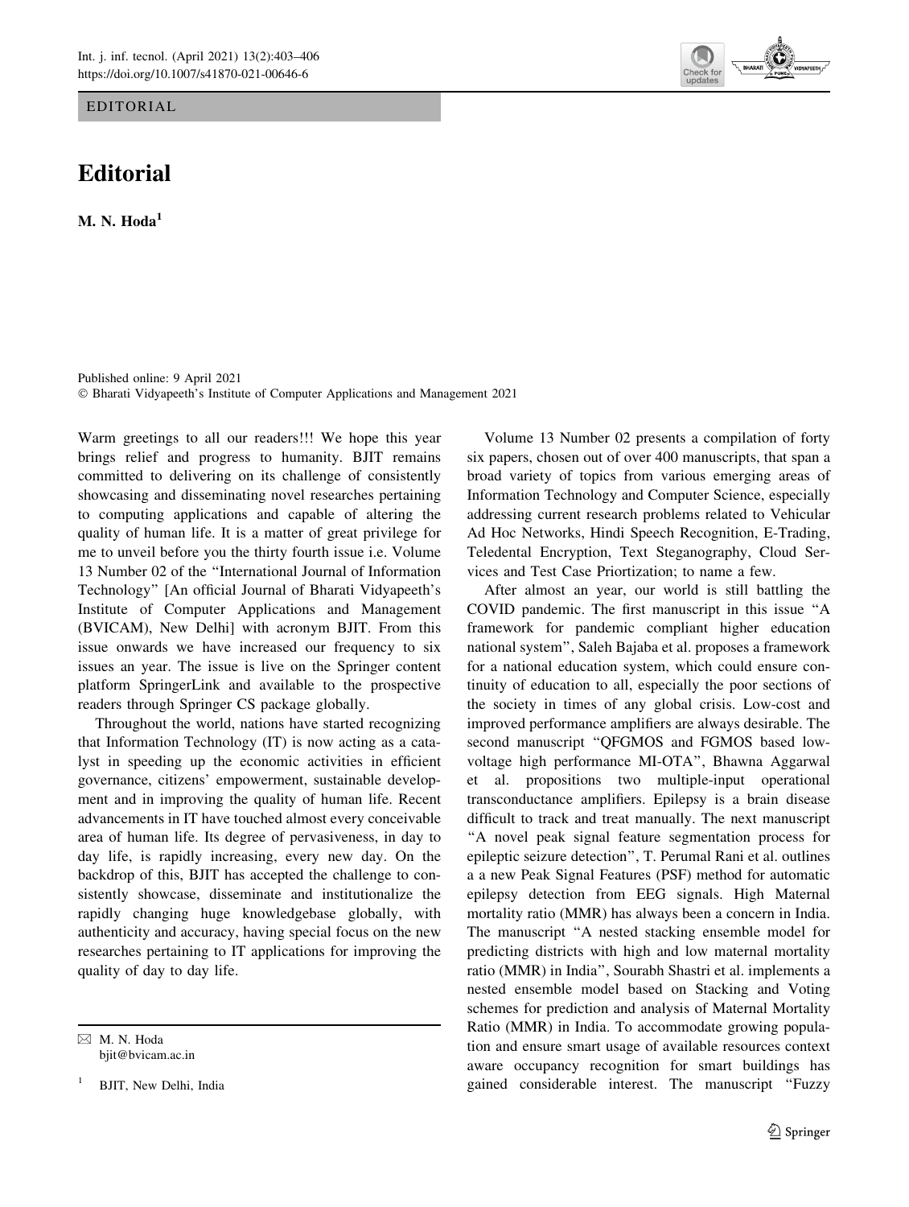EDITORIAL

# Editorial

**M. N. Hoda**[1]

Published online: 9 April 2021
© Bharati Vidyapeeth's Institute of Computer Applications and Management 2021

Warm greetings to all our readers!!! We hope this year brings relief and progress to humanity. BJIT remains committed to delivering on its challenge of consistently showcasing and disseminating novel researches pertaining to computing applications and capable of altering the quality of human life. It is a matter of great privilege for me to unveil before you the thirty fourth issue i.e. Volume 13 Number 02 of the "International Journal of Information Technology" [An official Journal of Bharati Vidyapeeth's Institute of Computer Applications and Management (BVICAM), New Delhi] with acronym BJIT. From this issue onwards we have increased our frequency to six issues an year. The issue is live on the Springer content platform SpringerLink and available to the prospective readers through Springer CS package globally.

Throughout the world, nations have started recognizing that Information Technology (IT) is now acting as a catalyst in speeding up the economic activities in efficient governance, citizens' empowerment, sustainable development and in improving the quality of human life. Recent advancements in IT have touched almost every conceivable area of human life. Its degree of pervasiveness, in day to day life, is rapidly increasing, every new day. On the backdrop of this, BJIT has accepted the challenge to consistently showcase, disseminate and institutionalize the rapidly changing huge knowledgebase globally, with authenticity and accuracy, having special focus on the new researches pertaining to IT applications for improving the quality of day to day life.

Volume 13 Number 02 presents a compilation of forty six papers, chosen out of over 400 manuscripts, that span a broad variety of topics from various emerging areas of Information Technology and Computer Science, especially addressing current research problems related to Vehicular Ad Hoc Networks, Hindi Speech Recognition, E-Trading, Teledental Encryption, Text Steganography, Cloud Services and Test Case Priortization; to name a few.

After almost an year, our world is still battling the COVID pandemic. The first manuscript in this issue "A framework for pandemic compliant higher education national system", Saleh Bajaba et al. proposes a framework for a national education system, which could ensure continuity of education to all, especially the poor sections of the society in times of any global crisis. Low-cost and improved performance amplifiers are always desirable. The second manuscript "QFGMOS and FGMOS based low-voltage high performance MI-OTA", Bhawna Aggarwal et al. propositions two multiple-input operational transconductance amplifiers. Epilepsy is a brain disease difficult to track and treat manually. The next manuscript "A novel peak signal feature segmentation process for epileptic seizure detection", T. Perumal Rani et al. outlines a a new Peak Signal Features (PSF) method for automatic epilepsy detection from EEG signals. High Maternal mortality ratio (MMR) has always been a concern in India. The manuscript "A nested stacking ensemble model for predicting districts with high and low maternal mortality ratio (MMR) in India", Sourabh Shastri et al. implements a nested ensemble model based on Stacking and Voting schemes for prediction and analysis of Maternal Mortality Ratio (MMR) in India. To accommodate growing population and ensure smart usage of available resources context aware occupancy recognition for smart buildings has gained considerable interest. The manuscript "Fuzzy

✉ M. N. Hoda
bjit@bvicam.ac.in

[1] BJIT, New Delhi, India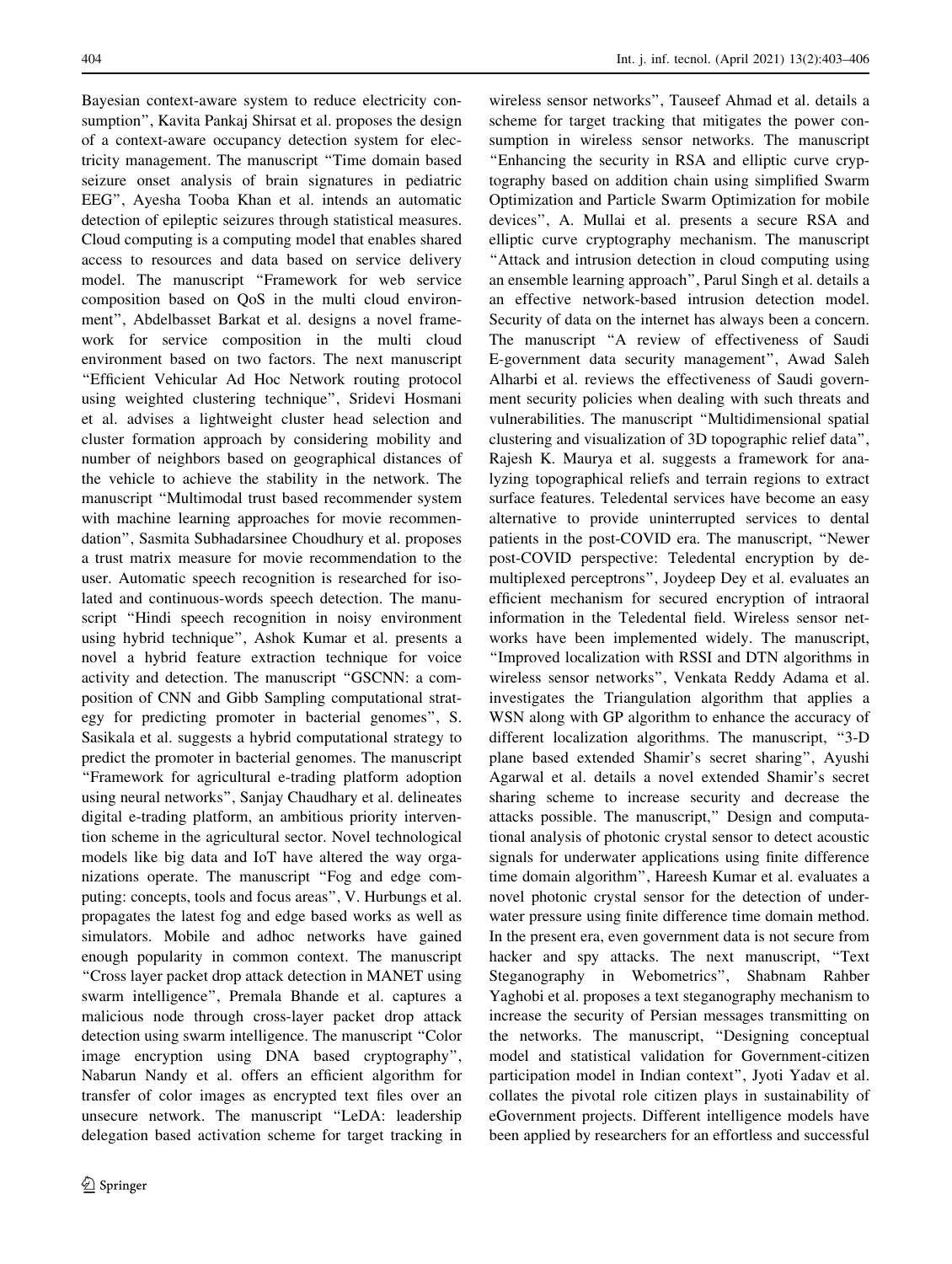Bayesian context-aware system to reduce electricity consumption", Kavita Pankaj Shirsat et al. proposes the design of a context-aware occupancy detection system for electricity management. The manuscript "Time domain based seizure onset analysis of brain signatures in pediatric EEG", Ayesha Tooba Khan et al. intends an automatic detection of epileptic seizures through statistical measures. Cloud computing is a computing model that enables shared access to resources and data based on service delivery model. The manuscript "Framework for web service composition based on QoS in the multi cloud environment", Abdelbasset Barkat et al. designs a novel framework for service composition in the multi cloud environment based on two factors. The next manuscript "Efficient Vehicular Ad Hoc Network routing protocol using weighted clustering technique", Sridevi Hosmani et al. advises a lightweight cluster head selection and cluster formation approach by considering mobility and number of neighbors based on geographical distances of the vehicle to achieve the stability in the network. The manuscript "Multimodal trust based recommender system with machine learning approaches for movie recommendation", Sasmita Subhadarsinee Choudhury et al. proposes a trust matrix measure for movie recommendation to the user. Automatic speech recognition is researched for isolated and continuous-words speech detection. The manuscript "Hindi speech recognition in noisy environment using hybrid technique", Ashok Kumar et al. presents a novel a hybrid feature extraction technique for voice activity and detection. The manuscript "GSCNN: a composition of CNN and Gibb Sampling computational strategy for predicting promoter in bacterial genomes", S. Sasikala et al. suggests a hybrid computational strategy to predict the promoter in bacterial genomes. The manuscript "Framework for agricultural e-trading platform adoption using neural networks", Sanjay Chaudhary et al. delineates digital e-trading platform, an ambitious priority intervention scheme in the agricultural sector. Novel technological models like big data and IoT have altered the way organizations operate. The manuscript "Fog and edge computing: concepts, tools and focus areas", V. Hurbungs et al. propagates the latest fog and edge based works as well as simulators. Mobile and adhoc networks have gained enough popularity in common context. The manuscript "Cross layer packet drop attack detection in MANET using swarm intelligence", Premala Bhande et al. captures a malicious node through cross-layer packet drop attack detection using swarm intelligence. The manuscript "Color image encryption using DNA based cryptography", Nabarun Nandy et al. offers an efficient algorithm for transfer of color images as encrypted text files over an unsecure network. The manuscript "LeDA: leadership delegation based activation scheme for target tracking in wireless sensor networks", Tauseef Ahmad et al. details a scheme for target tracking that mitigates the power consumption in wireless sensor networks. The manuscript "Enhancing the security in RSA and elliptic curve cryptography based on addition chain using simplified Swarm Optimization and Particle Swarm Optimization for mobile devices", A. Mullai et al. presents a secure RSA and elliptic curve cryptography mechanism. The manuscript "Attack and intrusion detection in cloud computing using an ensemble learning approach", Parul Singh et al. details a an effective network-based intrusion detection model. Security of data on the internet has always been a concern. The manuscript "A review of effectiveness of Saudi E-government data security management", Awad Saleh Alharbi et al. reviews the effectiveness of Saudi government security policies when dealing with such threats and vulnerabilities. The manuscript "Multidimensional spatial clustering and visualization of 3D topographic relief data", Rajesh K. Maurya et al. suggests a framework for analyzing topographical reliefs and terrain regions to extract surface features. Teledental services have become an easy alternative to provide uninterrupted services to dental patients in the post-COVID era. The manuscript, "Newer post-COVID perspective: Teledental encryption by de-multiplexed perceptrons", Joydeep Dey et al. evaluates an efficient mechanism for secured encryption of intraoral information in the Teledental field. Wireless sensor networks have been implemented widely. The manuscript, "Improved localization with RSSI and DTN algorithms in wireless sensor networks", Venkata Reddy Adama et al. investigates the Triangulation algorithm that applies a WSN along with GP algorithm to enhance the accuracy of different localization algorithms. The manuscript, "3-D plane based extended Shamir's secret sharing", Ayushi Agarwal et al. details a novel extended Shamir's secret sharing scheme to increase security and decrease the attacks possible. The manuscript," Design and computational analysis of photonic crystal sensor to detect acoustic signals for underwater applications using finite difference time domain algorithm", Hareesh Kumar et al. evaluates a novel photonic crystal sensor for the detection of underwater pressure using finite difference time domain method. In the present era, even government data is not secure from hacker and spy attacks. The next manuscript, "Text Steganography in Webometrics", Shabnam Rahber Yaghobi et al. proposes a text steganography mechanism to increase the security of Persian messages transmitting on the networks. The manuscript, "Designing conceptual model and statistical validation for Government-citizen participation model in Indian context", Jyoti Yadav et al. collates the pivotal role citizen plays in sustainability of eGovernment projects. Different intelligence models have been applied by researchers for an effortless and successful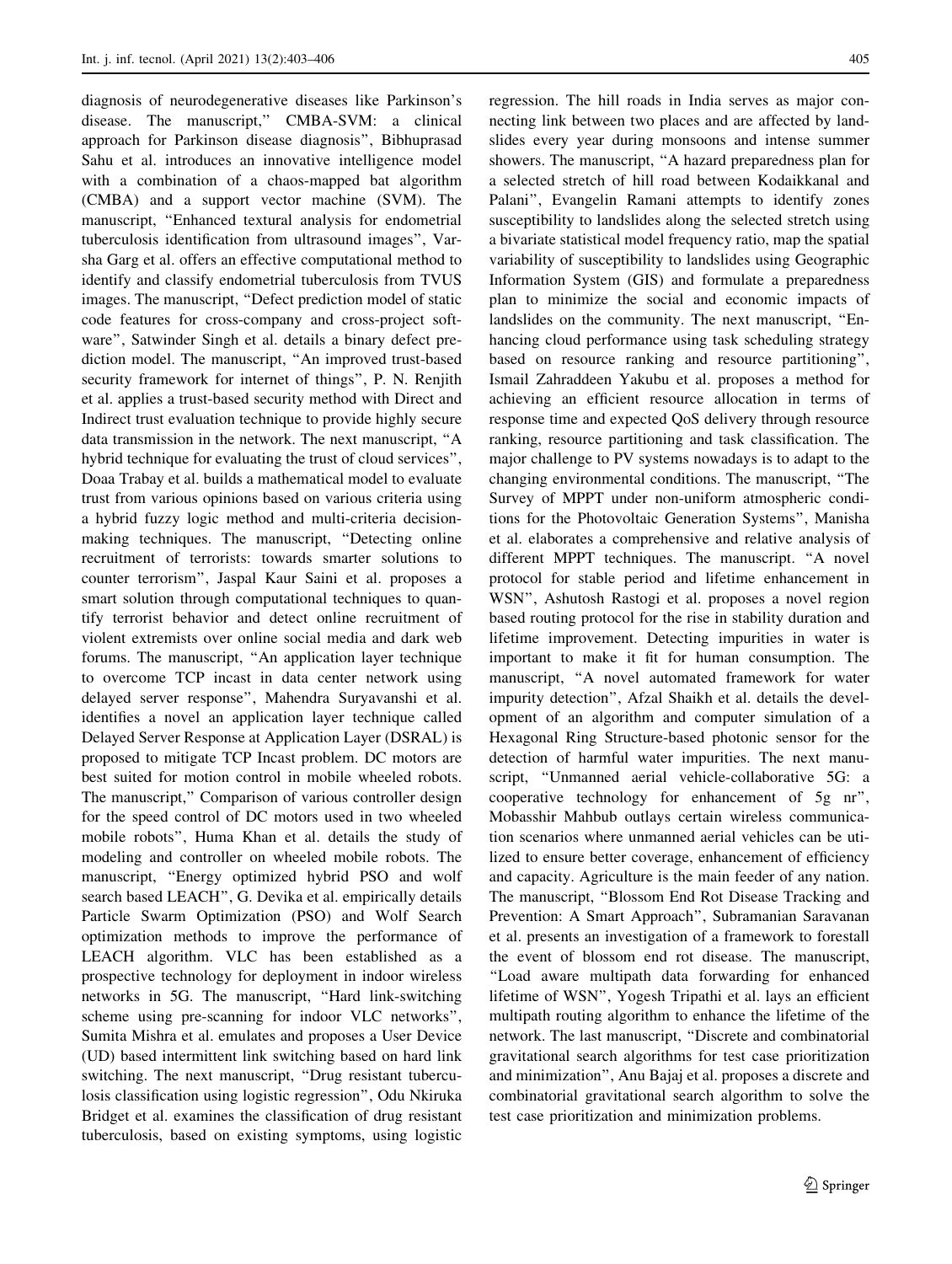diagnosis of neurodegenerative diseases like Parkinson's disease. The manuscript," CMBA-SVM: a clinical approach for Parkinson disease diagnosis", Bibhuprasad Sahu et al. introduces an innovative intelligence model with a combination of a chaos-mapped bat algorithm (CMBA) and a support vector machine (SVM). The manuscript, "Enhanced textural analysis for endometrial tuberculosis identification from ultrasound images", Varsha Garg et al. offers an effective computational method to identify and classify endometrial tuberculosis from TVUS images. The manuscript, "Defect prediction model of static code features for cross-company and cross-project software", Satwinder Singh et al. details a binary defect prediction model. The manuscript, "An improved trust-based security framework for internet of things", P. N. Renjith et al. applies a trust-based security method with Direct and Indirect trust evaluation technique to provide highly secure data transmission in the network. The next manuscript, "A hybrid technique for evaluating the trust of cloud services", Doaa Trabay et al. builds a mathematical model to evaluate trust from various opinions based on various criteria using a hybrid fuzzy logic method and multi-criteria decision-making techniques. The manuscript, "Detecting online recruitment of terrorists: towards smarter solutions to counter terrorism", Jaspal Kaur Saini et al. proposes a smart solution through computational techniques to quantify terrorist behavior and detect online recruitment of violent extremists over online social media and dark web forums. The manuscript, "An application layer technique to overcome TCP incast in data center network using delayed server response", Mahendra Suryavanshi et al. identifies a novel an application layer technique called Delayed Server Response at Application Layer (DSRAL) is proposed to mitigate TCP Incast problem. DC motors are best suited for motion control in mobile wheeled robots. The manuscript," Comparison of various controller design for the speed control of DC motors used in two wheeled mobile robots", Huma Khan et al. details the study of modeling and controller on wheeled mobile robots. The manuscript, "Energy optimized hybrid PSO and wolf search based LEACH", G. Devika et al. empirically details Particle Swarm Optimization (PSO) and Wolf Search optimization methods to improve the performance of LEACH algorithm. VLC has been established as a prospective technology for deployment in indoor wireless networks in 5G. The manuscript, "Hard link-switching scheme using pre-scanning for indoor VLC networks", Sumita Mishra et al. emulates and proposes a User Device (UD) based intermittent link switching based on hard link switching. The next manuscript, "Drug resistant tuberculosis classification using logistic regression", Odu Nkiruka Bridget et al. examines the classification of drug resistant tuberculosis, based on existing symptoms, using logistic regression. The hill roads in India serves as major connecting link between two places and are affected by landslides every year during monsoons and intense summer showers. The manuscript, "A hazard preparedness plan for a selected stretch of hill road between Kodaikkanal and Palani", Evangelin Ramani attempts to identify zones susceptibility to landslides along the selected stretch using a bivariate statistical model frequency ratio, map the spatial variability of susceptibility to landslides using Geographic Information System (GIS) and formulate a preparedness plan to minimize the social and economic impacts of landslides on the community. The next manuscript, "Enhancing cloud performance using task scheduling strategy based on resource ranking and resource partitioning", Ismail Zahraddeen Yakubu et al. proposes a method for achieving an efficient resource allocation in terms of response time and expected QoS delivery through resource ranking, resource partitioning and task classification. The major challenge to PV systems nowadays is to adapt to the changing environmental conditions. The manuscript, "The Survey of MPPT under non-uniform atmospheric conditions for the Photovoltaic Generation Systems", Manisha et al. elaborates a comprehensive and relative analysis of different MPPT techniques. The manuscript. "A novel protocol for stable period and lifetime enhancement in WSN", Ashutosh Rastogi et al. proposes a novel region based routing protocol for the rise in stability duration and lifetime improvement. Detecting impurities in water is important to make it fit for human consumption. The manuscript, "A novel automated framework for water impurity detection", Afzal Shaikh et al. details the development of an algorithm and computer simulation of a Hexagonal Ring Structure-based photonic sensor for the detection of harmful water impurities. The next manuscript, "Unmanned aerial vehicle-collaborative 5G: a cooperative technology for enhancement of 5g nr", Mobasshir Mahbub outlays certain wireless communication scenarios where unmanned aerial vehicles can be utilized to ensure better coverage, enhancement of efficiency and capacity. Agriculture is the main feeder of any nation. The manuscript, "Blossom End Rot Disease Tracking and Prevention: A Smart Approach", Subramanian Saravanan et al. presents an investigation of a framework to forestall the event of blossom end rot disease. The manuscript, "Load aware multipath data forwarding for enhanced lifetime of WSN", Yogesh Tripathi et al. lays an efficient multipath routing algorithm to enhance the lifetime of the network. The last manuscript, "Discrete and combinatorial gravitational search algorithms for test case prioritization and minimization", Anu Bajaj et al. proposes a discrete and combinatorial gravitational search algorithm to solve the test case prioritization and minimization problems.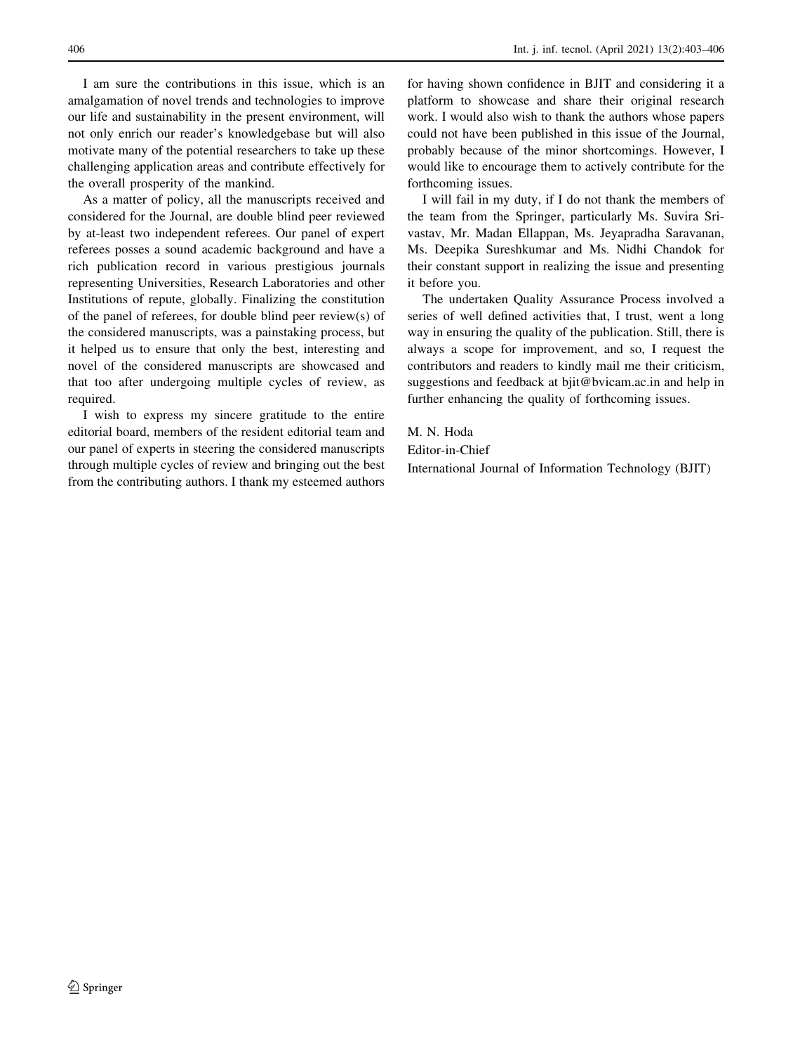I am sure the contributions in this issue, which is an amalgamation of novel trends and technologies to improve our life and sustainability in the present environment, will not only enrich our reader's knowledgebase but will also motivate many of the potential researchers to take up these challenging application areas and contribute effectively for the overall prosperity of the mankind.

As a matter of policy, all the manuscripts received and considered for the Journal, are double blind peer reviewed by at-least two independent referees. Our panel of expert referees posses a sound academic background and have a rich publication record in various prestigious journals representing Universities, Research Laboratories and other Institutions of repute, globally. Finalizing the constitution of the panel of referees, for double blind peer review(s) of the considered manuscripts, was a painstaking process, but it helped us to ensure that only the best, interesting and novel of the considered manuscripts are showcased and that too after undergoing multiple cycles of review, as required.

I wish to express my sincere gratitude to the entire editorial board, members of the resident editorial team and our panel of experts in steering the considered manuscripts through multiple cycles of review and bringing out the best from the contributing authors. I thank my esteemed authors for having shown confidence in BJIT and considering it a platform to showcase and share their original research work. I would also wish to thank the authors whose papers could not have been published in this issue of the Journal, probably because of the minor shortcomings. However, I would like to encourage them to actively contribute for the forthcoming issues.

I will fail in my duty, if I do not thank the members of the team from the Springer, particularly Ms. Suvira Srivastav, Mr. Madan Ellappan, Ms. Jeyapradha Saravanan, Ms. Deepika Sureshkumar and Ms. Nidhi Chandok for their constant support in realizing the issue and presenting it before you.

The undertaken Quality Assurance Process involved a series of well defined activities that, I trust, went a long way in ensuring the quality of the publication. Still, there is always a scope for improvement, and so, I request the contributors and readers to kindly mail me their criticism, suggestions and feedback at bjit@bvicam.ac.in and help in further enhancing the quality of forthcoming issues.

M. N. Hoda

Editor-in-Chief

International Journal of Information Technology (BJIT)